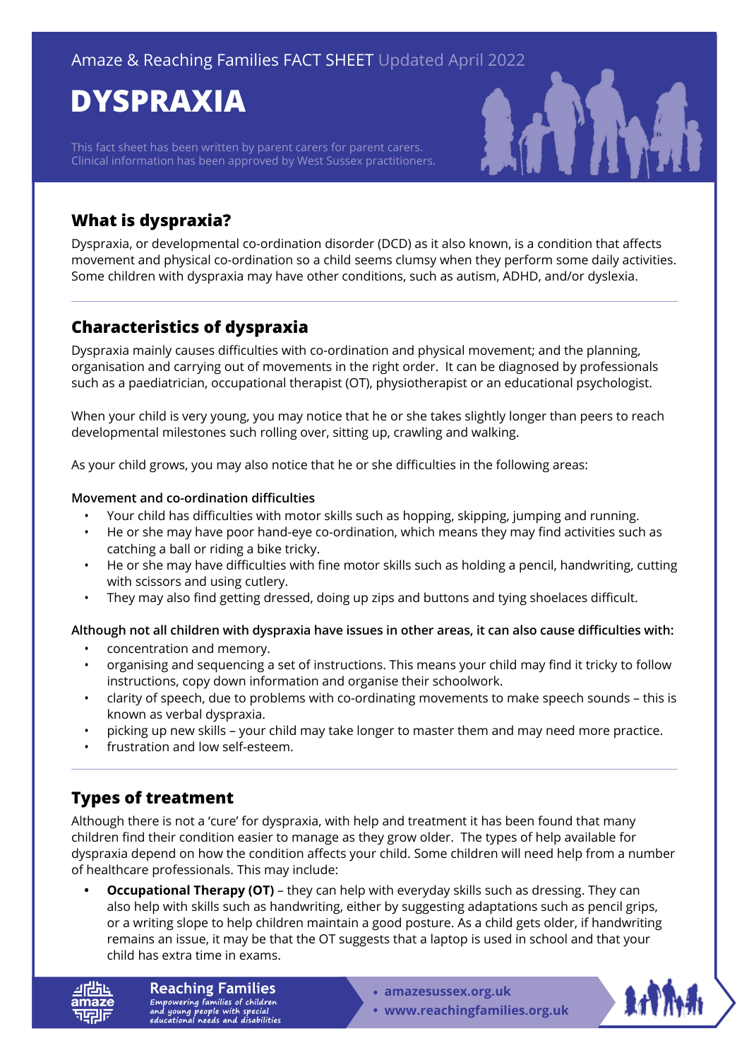Amaze & Reaching Families FACT SHEET Updated April 2022

# DYSPRAXIA

This fact sheet has been written by parent carers for parent carers.
Clinical information has been approved by West Sussex practitioners.

## What is dyspraxia?

Dyspraxia, or developmental co-ordination disorder (DCD) as it also known, is a condition that affects movement and physical co-ordination so a child seems clumsy when they perform some daily activities. Some children with dyspraxia may have other conditions, such as autism, ADHD, and/or dyslexia.

## Characteristics of dyspraxia

Dyspraxia mainly causes difficulties with co-ordination and physical movement; and the planning, organisation and carrying out of movements in the right order. It can be diagnosed by professionals such as a paediatrician, occupational therapist (OT), physiotherapist or an educational psychologist.

When your child is very young, you may notice that he or she takes slightly longer than peers to reach developmental milestones such rolling over, sitting up, crawling and walking.

As your child grows, you may also notice that he or she difficulties in the following areas:

**Movement and co-ordination difficulties**

- Your child has difficulties with motor skills such as hopping, skipping, jumping and running.
- He or she may have poor hand-eye co-ordination, which means they may find activities such as catching a ball or riding a bike tricky.
- He or she may have difficulties with fine motor skills such as holding a pencil, handwriting, cutting with scissors and using cutlery.
- They may also find getting dressed, doing up zips and buttons and tying shoelaces difficult.

**Although not all children with dyspraxia have issues in other areas, it can also cause difficulties with:**

- concentration and memory.
- organising and sequencing a set of instructions. This means your child may find it tricky to follow instructions, copy down information and organise their schoolwork.
- clarity of speech, due to problems with co-ordinating movements to make speech sounds – this is known as verbal dyspraxia.
- picking up new skills – your child may take longer to master them and may need more practice.
- frustration and low self-esteem.

## Types of treatment

Although there is not a 'cure' for dyspraxia, with help and treatment it has been found that many children find their condition easier to manage as they grow older. The types of help available for dyspraxia depend on how the condition affects your child. Some children will need help from a number of healthcare professionals. This may include:

- **Occupational Therapy (OT)** – they can help with everyday skills such as dressing. They can also help with skills such as handwriting, either by suggesting adaptations such as pencil grips, or a writing slope to help children maintain a good posture. As a child gets older, if handwriting remains an issue, it may be that the OT suggests that a laptop is used in school and that your child has extra time in exams.

Reaching Families
Empowering families of children and young people with special educational needs and disabilities

- amazesussex.org.uk
- www.reachingfamilies.org.uk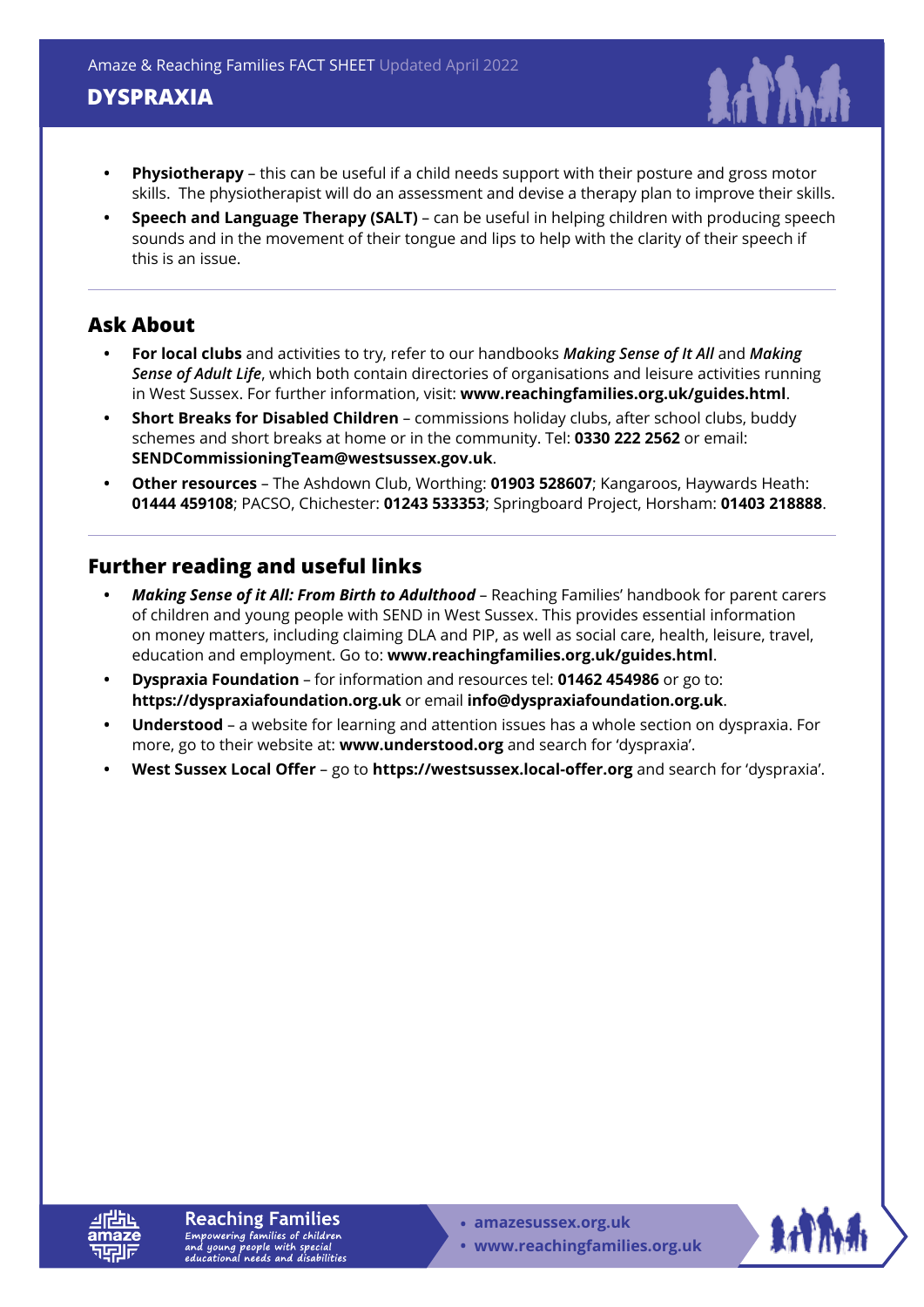- **Physiotherapy** – this can be useful if a child needs support with their posture and gross motor skills. The physiotherapist will do an assessment and devise a therapy plan to improve their skills.
- **Speech and Language Therapy (SALT)** – can be useful in helping children with producing speech sounds and in the movement of their tongue and lips to help with the clarity of their speech if this is an issue.

## Ask About

- **For local clubs** and activities to try, refer to our handbooks ***Making Sense of It All*** and ***Making Sense of Adult Life***, which both contain directories of organisations and leisure activities running in West Sussex. For further information, visit: **www.reachingfamilies.org.uk/guides.html**.
- **Short Breaks for Disabled Children** – commissions holiday clubs, after school clubs, buddy schemes and short breaks at home or in the community. Tel: **0330 222 2562** or email: **SENDCommissioningTeam@westsussex.gov.uk**.
- **Other resources** – The Ashdown Club, Worthing: **01903 528607**; Kangaroos, Haywards Heath: **01444 459108**; PACSO, Chichester: **01243 533353**; Springboard Project, Horsham: **01403 218888**.

## Further reading and useful links

- ***Making Sense of it All: From Birth to Adulthood*** – Reaching Families' handbook for parent carers of children and young people with SEND in West Sussex. This provides essential information on money matters, including claiming DLA and PIP, as well as social care, health, leisure, travel, education and employment. Go to: **www.reachingfamilies.org.uk/guides.html**.
- **Dyspraxia Foundation** – for information and resources tel: **01462 454986** or go to: **https://dyspraxiafoundation.org.uk** or email **info@dyspraxiafoundation.org.uk**.
- **Understood** – a website for learning and attention issues has a whole section on dyspraxia. For more, go to their website at: **www.understood.org** and search for 'dyspraxia'.
- **West Sussex Local Offer** – go to **https://westsussex.local-offer.org** and search for 'dyspraxia'.